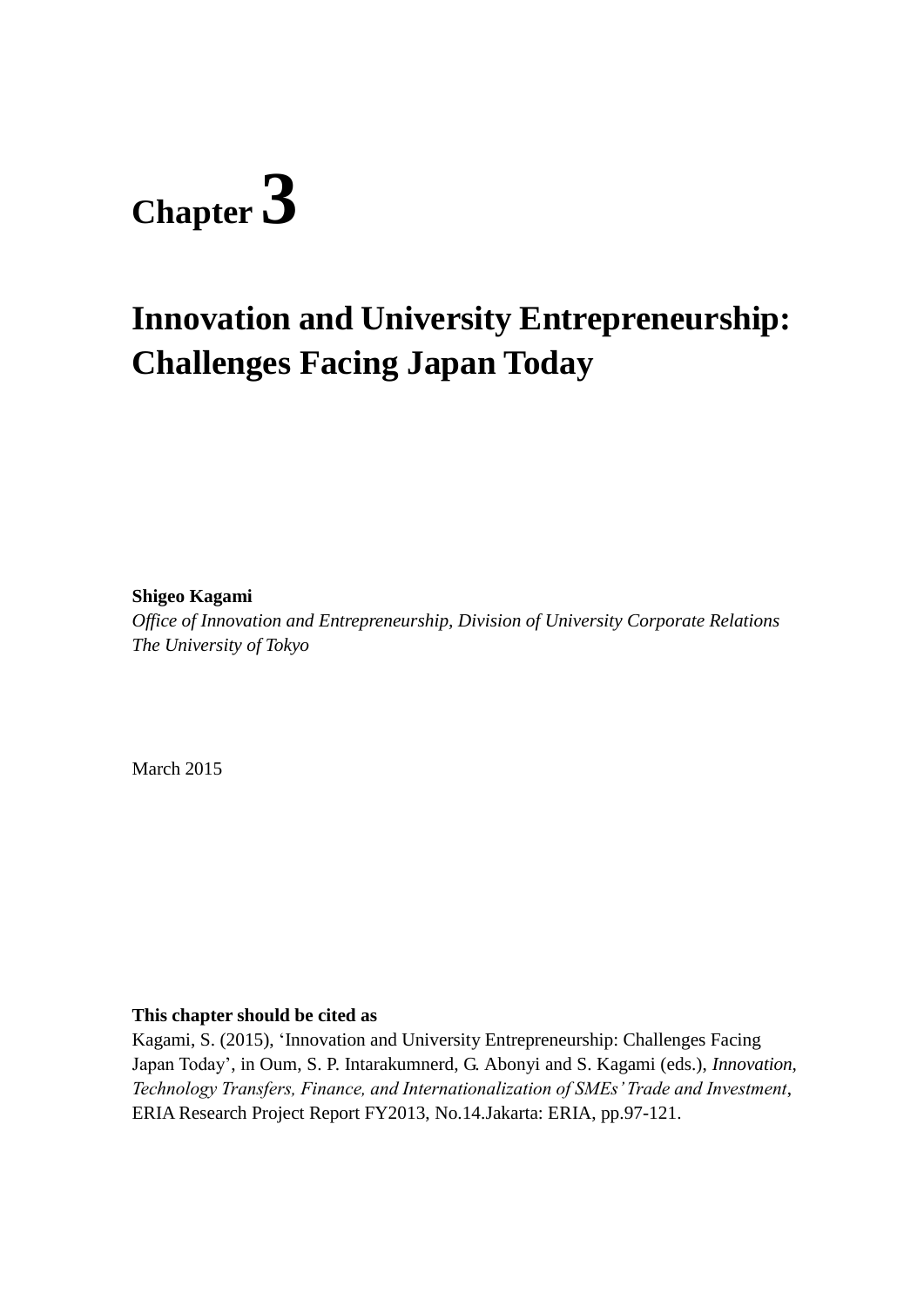# Chapter 3

## Innovation and University Entrepreneurship: Challenges Facing Japan Today

**Shigeo Kagami**

*Office of Innovation and Entrepreneurship, Division of University Corporate Relations*
*The University of Tokyo*

March 2015

**This chapter should be cited as**

Kagami, S. (2015), 'Innovation and University Entrepreneurship: Challenges Facing Japan Today', in Oum, S. P. Intarakumnerd, G. Abonyi and S. Kagami (eds.), *Innovation, Technology Transfers, Finance, and Internationalization of SMEs' Trade and Investment*, ERIA Research Project Report FY2013, No.14.Jakarta: ERIA, pp.97-121.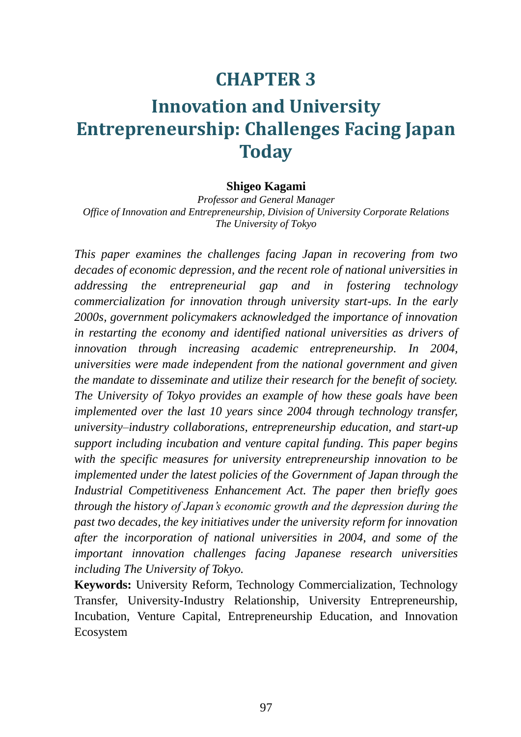# CHAPTER 3

# Innovation and University Entrepreneurship: Challenges Facing Japan Today

**Shigeo Kagami**

*Professor and General Manager*
*Office of Innovation and Entrepreneurship, Division of University Corporate Relations*
*The University of Tokyo*

*This paper examines the challenges facing Japan in recovering from two decades of economic depression, and the recent role of national universities in addressing the entrepreneurial gap and in fostering technology commercialization for innovation through university start-ups. In the early 2000s, government policymakers acknowledged the importance of innovation in restarting the economy and identified national universities as drivers of innovation through increasing academic entrepreneurship. In 2004, universities were made independent from the national government and given the mandate to disseminate and utilize their research for the benefit of society. The University of Tokyo provides an example of how these goals have been implemented over the last 10 years since 2004 through technology transfer, university–industry collaborations, entrepreneurship education, and start-up support including incubation and venture capital funding. This paper begins with the specific measures for university entrepreneurship innovation to be implemented under the latest policies of the Government of Japan through the Industrial Competitiveness Enhancement Act. The paper then briefly goes through the history of Japan's economic growth and the depression during the past two decades, the key initiatives under the university reform for innovation after the incorporation of national universities in 2004, and some of the important innovation challenges facing Japanese research universities including The University of Tokyo.*

**Keywords:** University Reform, Technology Commercialization, Technology Transfer, University-Industry Relationship, University Entrepreneurship, Incubation, Venture Capital, Entrepreneurship Education, and Innovation Ecosystem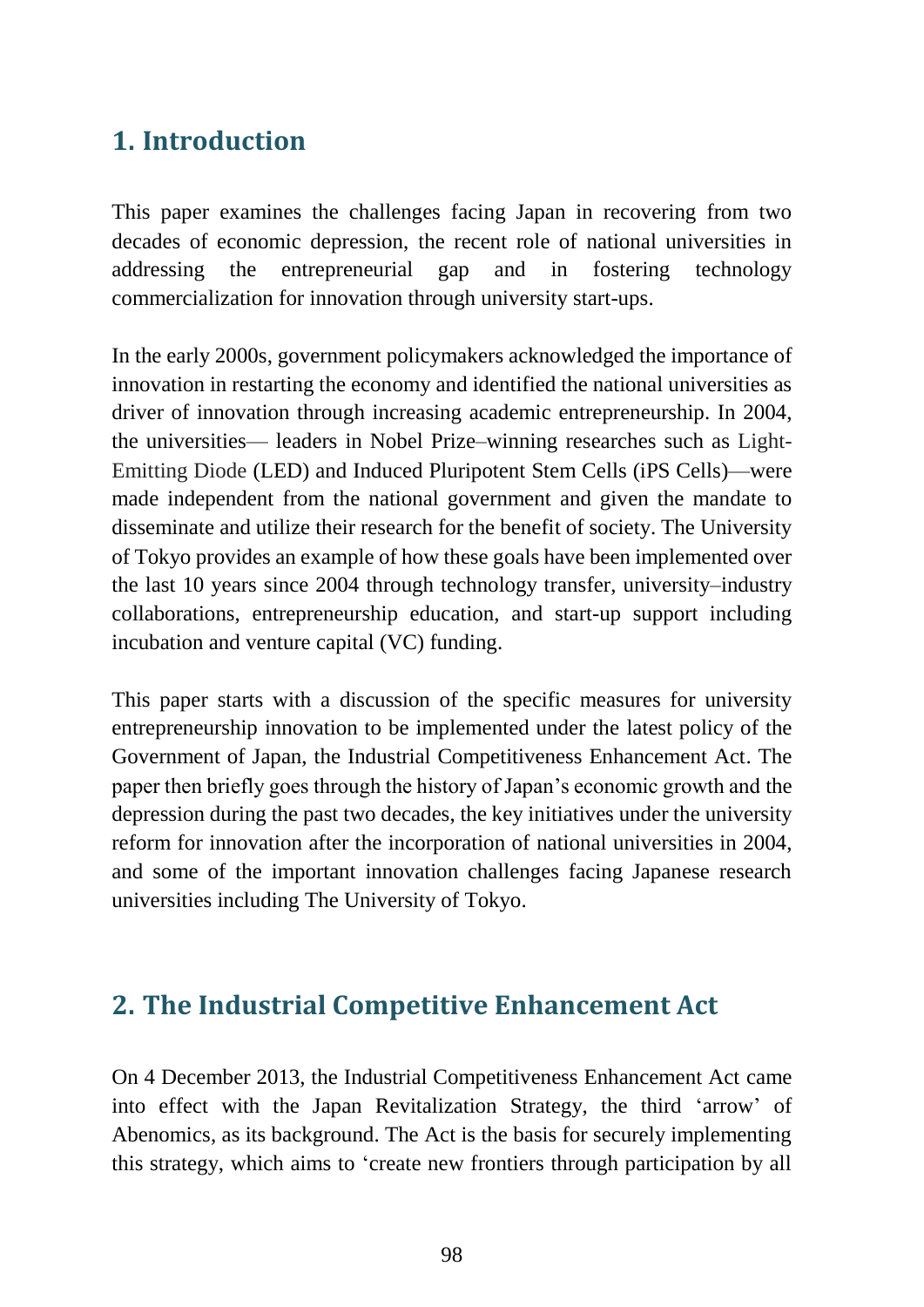## 1. Introduction

This paper examines the challenges facing Japan in recovering from two decades of economic depression, the recent role of national universities in addressing the entrepreneurial gap and in fostering technology commercialization for innovation through university start-ups.

In the early 2000s, government policymakers acknowledged the importance of innovation in restarting the economy and identified the national universities as driver of innovation through increasing academic entrepreneurship. In 2004, the universities— leaders in Nobel Prize–winning researches such as Light-Emitting Diode (LED) and Induced Pluripotent Stem Cells (iPS Cells)—were made independent from the national government and given the mandate to disseminate and utilize their research for the benefit of society. The University of Tokyo provides an example of how these goals have been implemented over the last 10 years since 2004 through technology transfer, university–industry collaborations, entrepreneurship education, and start-up support including incubation and venture capital (VC) funding.

This paper starts with a discussion of the specific measures for university entrepreneurship innovation to be implemented under the latest policy of the Government of Japan, the Industrial Competitiveness Enhancement Act. The paper then briefly goes through the history of Japan's economic growth and the depression during the past two decades, the key initiatives under the university reform for innovation after the incorporation of national universities in 2004, and some of the important innovation challenges facing Japanese research universities including The University of Tokyo.

## 2. The Industrial Competitive Enhancement Act

On 4 December 2013, the Industrial Competitiveness Enhancement Act came into effect with the Japan Revitalization Strategy, the third 'arrow' of Abenomics, as its background. The Act is the basis for securely implementing this strategy, which aims to 'create new frontiers through participation by all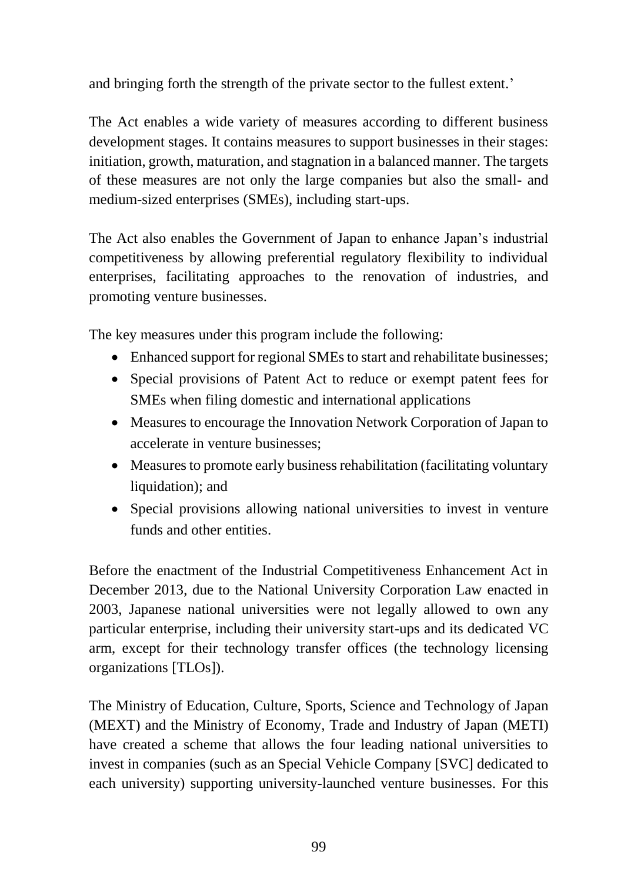and bringing forth the strength of the private sector to the fullest extent.'

The Act enables a wide variety of measures according to different business development stages. It contains measures to support businesses in their stages: initiation, growth, maturation, and stagnation in a balanced manner. The targets of these measures are not only the large companies but also the small- and medium-sized enterprises (SMEs), including start-ups.

The Act also enables the Government of Japan to enhance Japan's industrial competitiveness by allowing preferential regulatory flexibility to individual enterprises, facilitating approaches to the renovation of industries, and promoting venture businesses.

The key measures under this program include the following:

- Enhanced support for regional SMEs to start and rehabilitate businesses;
- Special provisions of Patent Act to reduce or exempt patent fees for SMEs when filing domestic and international applications
- Measures to encourage the Innovation Network Corporation of Japan to accelerate in venture businesses;
- Measures to promote early business rehabilitation (facilitating voluntary liquidation); and
- Special provisions allowing national universities to invest in venture funds and other entities.

Before the enactment of the Industrial Competitiveness Enhancement Act in December 2013, due to the National University Corporation Law enacted in 2003, Japanese national universities were not legally allowed to own any particular enterprise, including their university start-ups and its dedicated VC arm, except for their technology transfer offices (the technology licensing organizations [TLOs]).

The Ministry of Education, Culture, Sports, Science and Technology of Japan (MEXT) and the Ministry of Economy, Trade and Industry of Japan (METI) have created a scheme that allows the four leading national universities to invest in companies (such as an Special Vehicle Company [SVC] dedicated to each university) supporting university-launched venture businesses. For this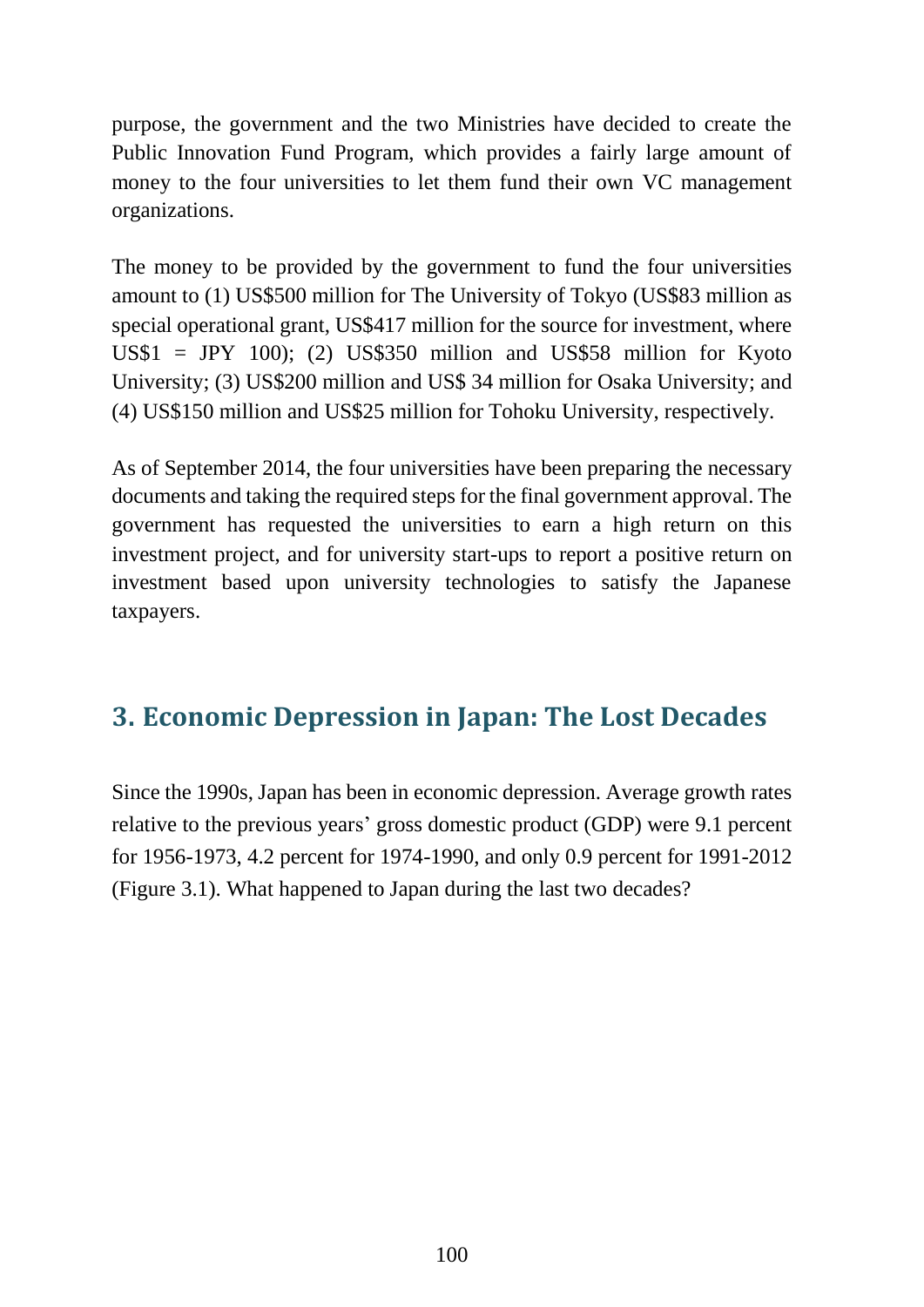purpose, the government and the two Ministries have decided to create the Public Innovation Fund Program, which provides a fairly large amount of money to the four universities to let them fund their own VC management organizations.

The money to be provided by the government to fund the four universities amount to (1) US$500 million for The University of Tokyo (US$83 million as special operational grant, US$417 million for the source for investment, where US$1 = JPY 100); (2) US$350 million and US$58 million for Kyoto University; (3) US$200 million and US$ 34 million for Osaka University; and (4) US$150 million and US$25 million for Tohoku University, respectively.

As of September 2014, the four universities have been preparing the necessary documents and taking the required steps for the final government approval. The government has requested the universities to earn a high return on this investment project, and for university start-ups to report a positive return on investment based upon university technologies to satisfy the Japanese taxpayers.

## 3. Economic Depression in Japan: The Lost Decades

Since the 1990s, Japan has been in economic depression. Average growth rates relative to the previous years' gross domestic product (GDP) were 9.1 percent for 1956-1973, 4.2 percent for 1974-1990, and only 0.9 percent for 1991-2012 (Figure 3.1). What happened to Japan during the last two decades?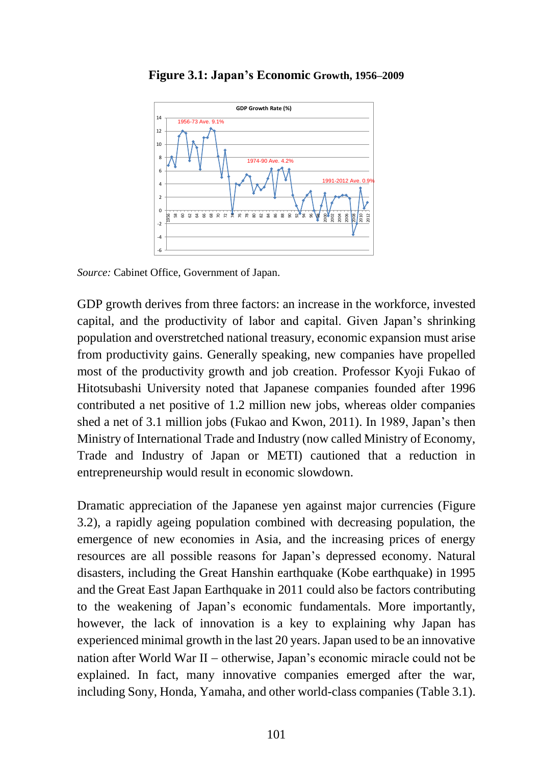**Figure 3.1: Japan's Economic Growth, 1956–2009**

*Source:* Cabinet Office, Government of Japan.

GDP growth derives from three factors: an increase in the workforce, invested capital, and the productivity of labor and capital. Given Japan's shrinking population and overstretched national treasury, economic expansion must arise from productivity gains. Generally speaking, new companies have propelled most of the productivity growth and job creation. Professor Kyoji Fukao of Hitotsubashi University noted that Japanese companies founded after 1996 contributed a net positive of 1.2 million new jobs, whereas older companies shed a net of 3.1 million jobs (Fukao and Kwon, 2011). In 1989, Japan's then Ministry of International Trade and Industry (now called Ministry of Economy, Trade and Industry of Japan or METI) cautioned that a reduction in entrepreneurship would result in economic slowdown.

Dramatic appreciation of the Japanese yen against major currencies (Figure 3.2), a rapidly ageing population combined with decreasing population, the emergence of new economies in Asia, and the increasing prices of energy resources are all possible reasons for Japan's depressed economy. Natural disasters, including the Great Hanshin earthquake (Kobe earthquake) in 1995 and the Great East Japan Earthquake in 2011 could also be factors contributing to the weakening of Japan's economic fundamentals. More importantly, however, the lack of innovation is a key to explaining why Japan has experienced minimal growth in the last 20 years. Japan used to be an innovative nation after World War II – otherwise, Japan's economic miracle could not be explained. In fact, many innovative companies emerged after the war, including Sony, Honda, Yamaha, and other world-class companies (Table 3.1).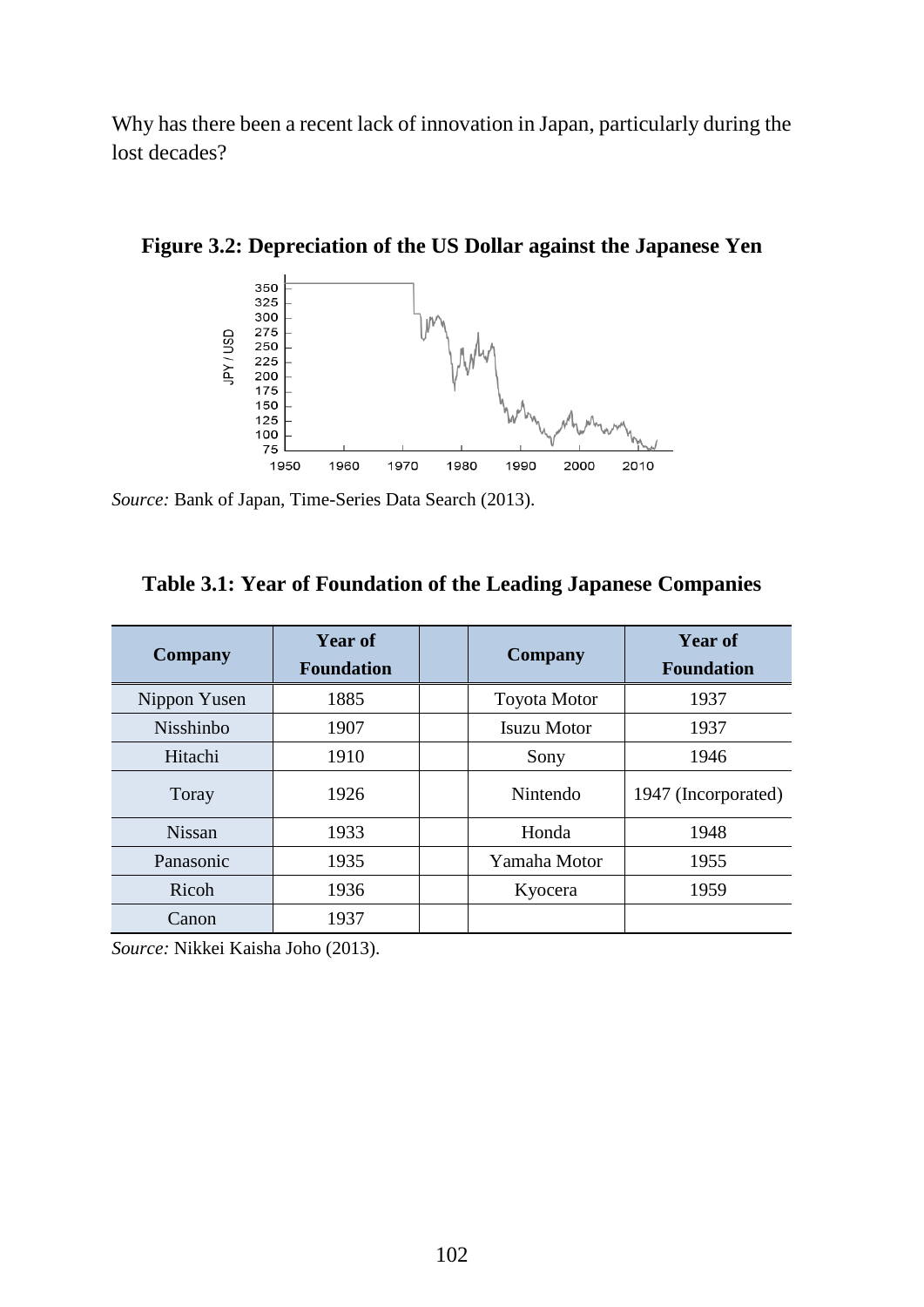Why has there been a recent lack of innovation in Japan, particularly during the lost decades?

**Figure 3.2: Depreciation of the US Dollar against the Japanese Yen**

*Source:* Bank of Japan, Time-Series Data Search (2013).

**Table 3.1: Year of Foundation of the Leading Japanese Companies**

| Company | Year of Foundation | | Company | Year of Foundation |
|---|---|---|---|---|
| Nippon Yusen | 1885 | | Toyota Motor | 1937 |
| Nisshinbo | 1907 | | Isuzu Motor | 1937 |
| Hitachi | 1910 | | Sony | 1946 |
| Toray | 1926 | | Nintendo | 1947 (Incorporated) |
| Nissan | 1933 | | Honda | 1948 |
| Panasonic | 1935 | | Yamaha Motor | 1955 |
| Ricoh | 1936 | | Kyocera | 1959 |
| Canon | 1937 | | | |

*Source:* Nikkei Kaisha Joho (2013).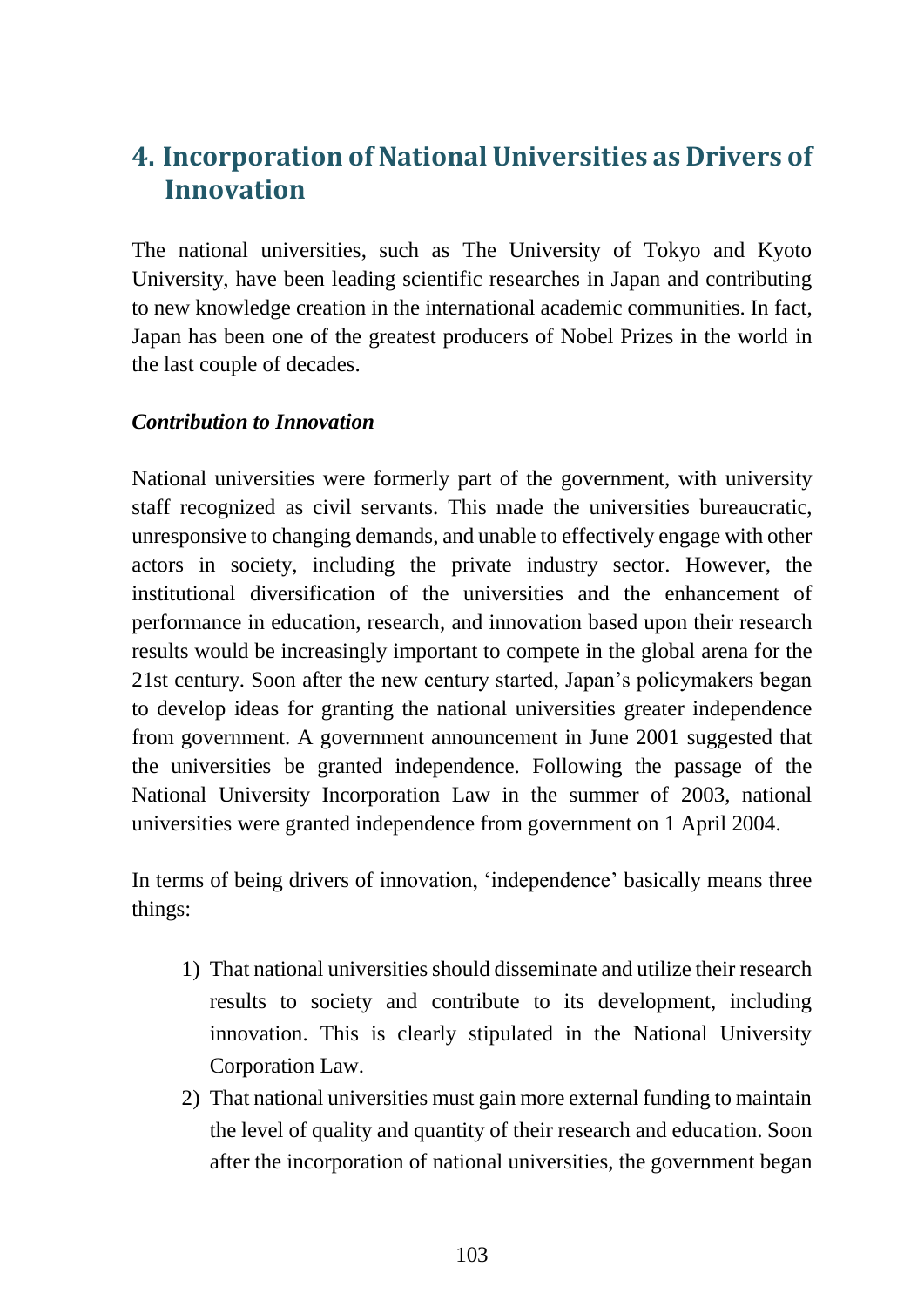## 4. Incorporation of National Universities as Drivers of Innovation

The national universities, such as The University of Tokyo and Kyoto University, have been leading scientific researches in Japan and contributing to new knowledge creation in the international academic communities. In fact, Japan has been one of the greatest producers of Nobel Prizes in the world in the last couple of decades.

***Contribution to Innovation***

National universities were formerly part of the government, with university staff recognized as civil servants. This made the universities bureaucratic, unresponsive to changing demands, and unable to effectively engage with other actors in society, including the private industry sector. However, the institutional diversification of the universities and the enhancement of performance in education, research, and innovation based upon their research results would be increasingly important to compete in the global arena for the 21st century. Soon after the new century started, Japan's policymakers began to develop ideas for granting the national universities greater independence from government. A government announcement in June 2001 suggested that the universities be granted independence. Following the passage of the National University Incorporation Law in the summer of 2003, national universities were granted independence from government on 1 April 2004.

In terms of being drivers of innovation, 'independence' basically means three things:

1) That national universities should disseminate and utilize their research results to society and contribute to its development, including innovation. This is clearly stipulated in the National University Corporation Law.
2) That national universities must gain more external funding to maintain the level of quality and quantity of their research and education. Soon after the incorporation of national universities, the government began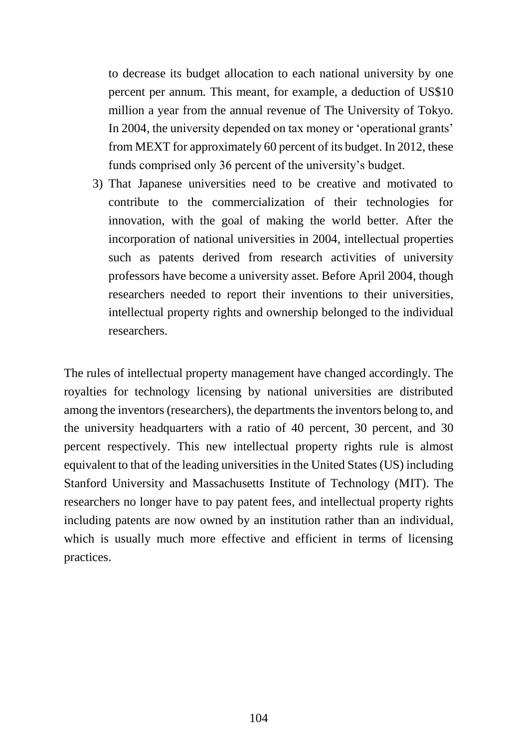to decrease its budget allocation to each national university by one percent per annum. This meant, for example, a deduction of US$10 million a year from the annual revenue of The University of Tokyo. In 2004, the university depended on tax money or 'operational grants' from MEXT for approximately 60 percent of its budget. In 2012, these funds comprised only 36 percent of the university's budget.

3) That Japanese universities need to be creative and motivated to contribute to the commercialization of their technologies for innovation, with the goal of making the world better. After the incorporation of national universities in 2004, intellectual properties such as patents derived from research activities of university professors have become a university asset. Before April 2004, though researchers needed to report their inventions to their universities, intellectual property rights and ownership belonged to the individual researchers.

The rules of intellectual property management have changed accordingly. The royalties for technology licensing by national universities are distributed among the inventors (researchers), the departments the inventors belong to, and the university headquarters with a ratio of 40 percent, 30 percent, and 30 percent respectively. This new intellectual property rights rule is almost equivalent to that of the leading universities in the United States (US) including Stanford University and Massachusetts Institute of Technology (MIT). The researchers no longer have to pay patent fees, and intellectual property rights including patents are now owned by an institution rather than an individual, which is usually much more effective and efficient in terms of licensing practices.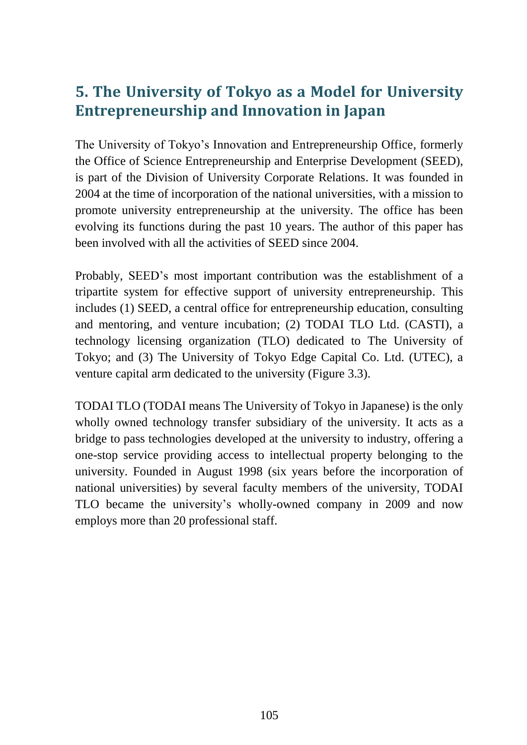## 5. The University of Tokyo as a Model for University Entrepreneurship and Innovation in Japan

The University of Tokyo's Innovation and Entrepreneurship Office, formerly the Office of Science Entrepreneurship and Enterprise Development (SEED), is part of the Division of University Corporate Relations. It was founded in 2004 at the time of incorporation of the national universities, with a mission to promote university entrepreneurship at the university. The office has been evolving its functions during the past 10 years. The author of this paper has been involved with all the activities of SEED since 2004.

Probably, SEED's most important contribution was the establishment of a tripartite system for effective support of university entrepreneurship. This includes (1) SEED, a central office for entrepreneurship education, consulting and mentoring, and venture incubation; (2) TODAI TLO Ltd. (CASTI), a technology licensing organization (TLO) dedicated to The University of Tokyo; and (3) The University of Tokyo Edge Capital Co. Ltd. (UTEC), a venture capital arm dedicated to the university (Figure 3.3).

TODAI TLO (TODAI means The University of Tokyo in Japanese) is the only wholly owned technology transfer subsidiary of the university. It acts as a bridge to pass technologies developed at the university to industry, offering a one-stop service providing access to intellectual property belonging to the university. Founded in August 1998 (six years before the incorporation of national universities) by several faculty members of the university, TODAI TLO became the university's wholly-owned company in 2009 and now employs more than 20 professional staff.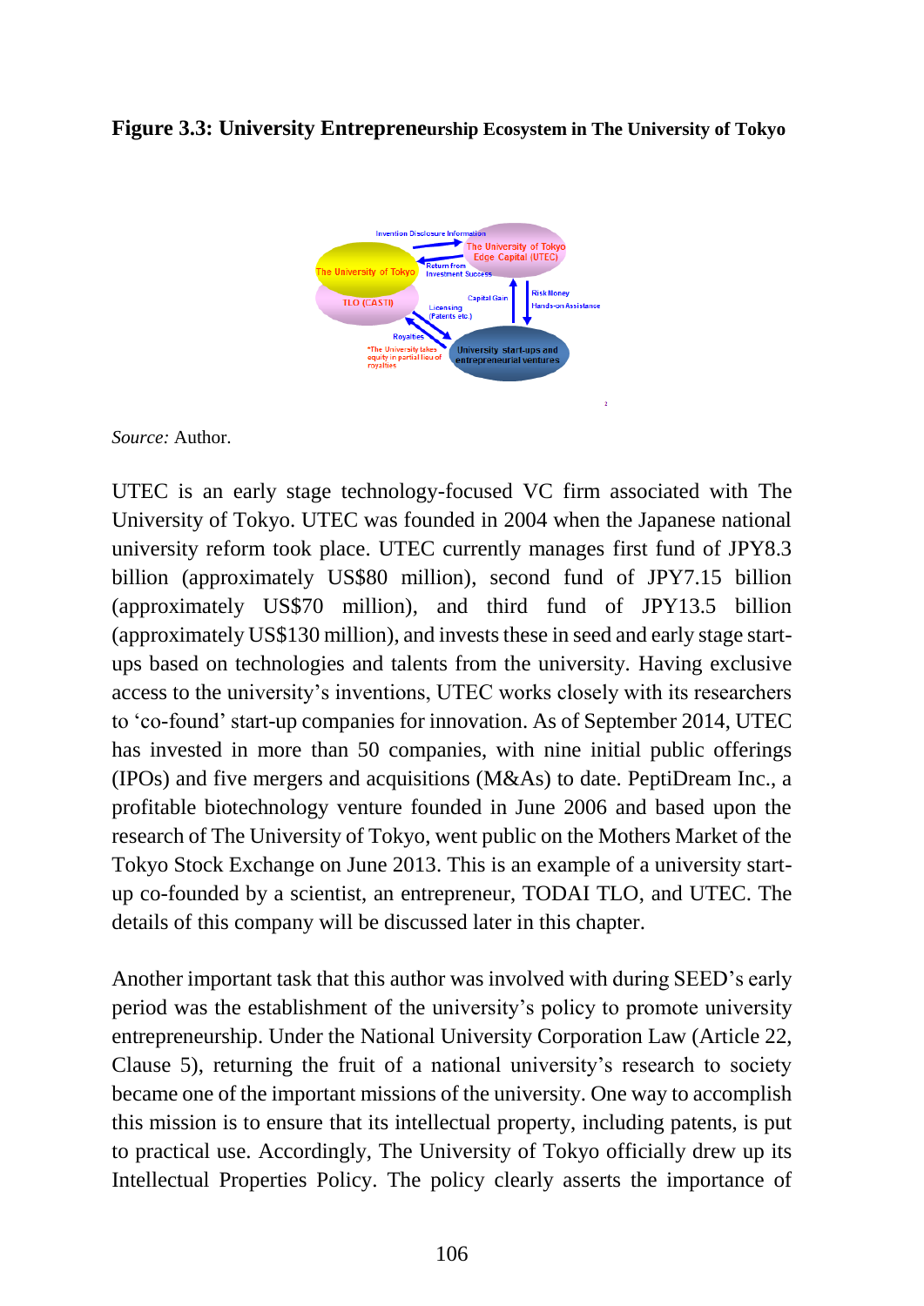**Figure 3.3: University Entrepreneurship Ecosystem in The University of Tokyo**

Invention Disclosure Information

The University of Tokyo Edge Capital (UTEC)

Return from Investment Success

The University of Tokyo

TLO (CASTI)

Capital Gain

Risk Money

Hands-on Assistance

Licensing (Patents etc.)

Royalties

*The University takes equity in partial lieu of royalties

University start-ups and entrepreneurial ventures

*Source:* Author.

UTEC is an early stage technology-focused VC firm associated with The University of Tokyo. UTEC was founded in 2004 when the Japanese national university reform took place. UTEC currently manages first fund of JPY8.3 billion (approximately US$80 million), second fund of JPY7.15 billion (approximately US$70 million), and third fund of JPY13.5 billion (approximately US$130 million), and invests these in seed and early stage start-ups based on technologies and talents from the university. Having exclusive access to the university's inventions, UTEC works closely with its researchers to 'co-found' start-up companies for innovation. As of September 2014, UTEC has invested in more than 50 companies, with nine initial public offerings (IPOs) and five mergers and acquisitions (M&As) to date. PeptiDream Inc., a profitable biotechnology venture founded in June 2006 and based upon the research of The University of Tokyo, went public on the Mothers Market of the Tokyo Stock Exchange on June 2013. This is an example of a university start-up co-founded by a scientist, an entrepreneur, TODAI TLO, and UTEC. The details of this company will be discussed later in this chapter.

Another important task that this author was involved with during SEED's early period was the establishment of the university's policy to promote university entrepreneurship. Under the National University Corporation Law (Article 22, Clause 5), returning the fruit of a national university's research to society became one of the important missions of the university. One way to accomplish this mission is to ensure that its intellectual property, including patents, is put to practical use. Accordingly, The University of Tokyo officially drew up its Intellectual Properties Policy. The policy clearly asserts the importance of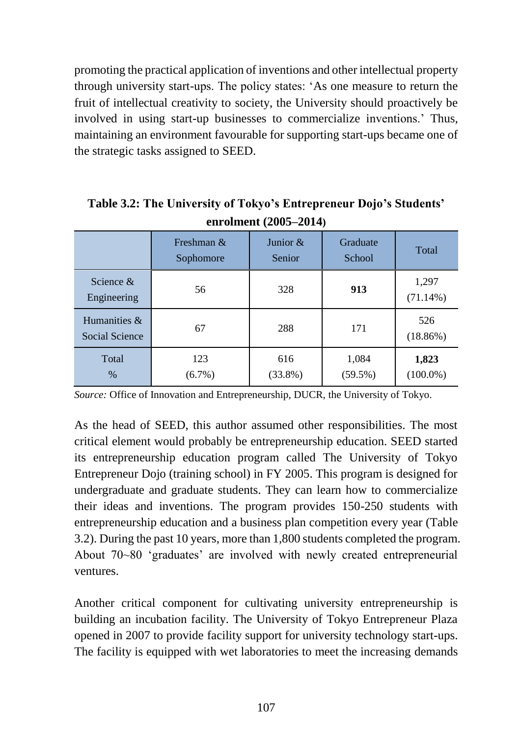promoting the practical application of inventions and other intellectual property through university start-ups. The policy states: 'As one measure to return the fruit of intellectual creativity to society, the University should proactively be involved in using start-up businesses to commercialize inventions.' Thus, maintaining an environment favourable for supporting start-ups became one of the strategic tasks assigned to SEED.

**Table 3.2: The University of Tokyo's Entrepreneur Dojo's Students' enrolment (2005–2014)**

| | Freshman & Sophomore | Junior & Senior | Graduate School | Total |
|---|---|---|---|---|
| Science & Engineering | 56 | 328 | **913** | 1,297 (71.14%) |
| Humanities & Social Science | 67 | 288 | 171 | 526 (18.86%) |
| Total % | 123 (6.7%) | 616 (33.8%) | 1,084 (59.5%) | **1,823** (100.0%) |

*Source:* Office of Innovation and Entrepreneurship, DUCR, the University of Tokyo.

As the head of SEED, this author assumed other responsibilities. The most critical element would probably be entrepreneurship education. SEED started its entrepreneurship education program called The University of Tokyo Entrepreneur Dojo (training school) in FY 2005. This program is designed for undergraduate and graduate students. They can learn how to commercialize their ideas and inventions. The program provides 150-250 students with entrepreneurship education and a business plan competition every year (Table 3.2). During the past 10 years, more than 1,800 students completed the program. About 70~80 'graduates' are involved with newly created entrepreneurial ventures.

Another critical component for cultivating university entrepreneurship is building an incubation facility. The University of Tokyo Entrepreneur Plaza opened in 2007 to provide facility support for university technology start-ups. The facility is equipped with wet laboratories to meet the increasing demands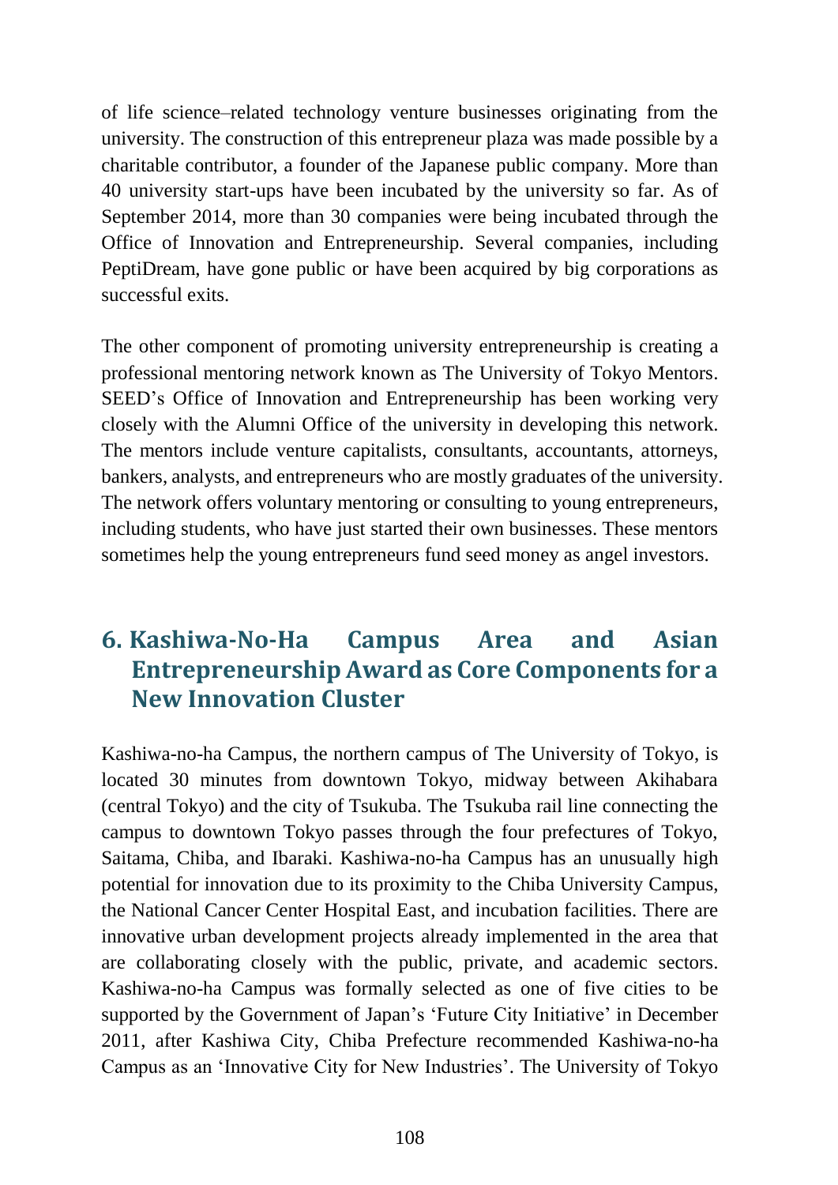of life science–related technology venture businesses originating from the university. The construction of this entrepreneur plaza was made possible by a charitable contributor, a founder of the Japanese public company. More than 40 university start-ups have been incubated by the university so far. As of September 2014, more than 30 companies were being incubated through the Office of Innovation and Entrepreneurship. Several companies, including PeptiDream, have gone public or have been acquired by big corporations as successful exits.

The other component of promoting university entrepreneurship is creating a professional mentoring network known as The University of Tokyo Mentors. SEED's Office of Innovation and Entrepreneurship has been working very closely with the Alumni Office of the university in developing this network. The mentors include venture capitalists, consultants, accountants, attorneys, bankers, analysts, and entrepreneurs who are mostly graduates of the university. The network offers voluntary mentoring or consulting to young entrepreneurs, including students, who have just started their own businesses. These mentors sometimes help the young entrepreneurs fund seed money as angel investors.

## 6. Kashiwa-No-Ha Campus Area and Asian Entrepreneurship Award as Core Components for a New Innovation Cluster

Kashiwa-no-ha Campus, the northern campus of The University of Tokyo, is located 30 minutes from downtown Tokyo, midway between Akihabara (central Tokyo) and the city of Tsukuba. The Tsukuba rail line connecting the campus to downtown Tokyo passes through the four prefectures of Tokyo, Saitama, Chiba, and Ibaraki. Kashiwa-no-ha Campus has an unusually high potential for innovation due to its proximity to the Chiba University Campus, the National Cancer Center Hospital East, and incubation facilities. There are innovative urban development projects already implemented in the area that are collaborating closely with the public, private, and academic sectors. Kashiwa-no-ha Campus was formally selected as one of five cities to be supported by the Government of Japan's 'Future City Initiative' in December 2011, after Kashiwa City, Chiba Prefecture recommended Kashiwa-no-ha Campus as an 'Innovative City for New Industries'. The University of Tokyo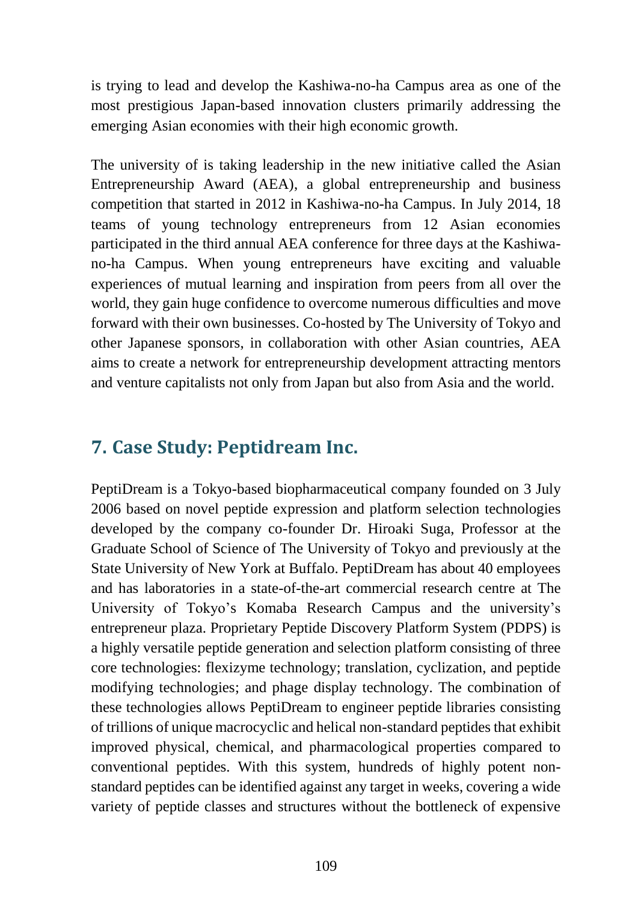is trying to lead and develop the Kashiwa-no-ha Campus area as one of the most prestigious Japan-based innovation clusters primarily addressing the emerging Asian economies with their high economic growth.

The university of is taking leadership in the new initiative called the Asian Entrepreneurship Award (AEA), a global entrepreneurship and business competition that started in 2012 in Kashiwa-no-ha Campus. In July 2014, 18 teams of young technology entrepreneurs from 12 Asian economies participated in the third annual AEA conference for three days at the Kashiwa-no-ha Campus. When young entrepreneurs have exciting and valuable experiences of mutual learning and inspiration from peers from all over the world, they gain huge confidence to overcome numerous difficulties and move forward with their own businesses. Co-hosted by The University of Tokyo and other Japanese sponsors, in collaboration with other Asian countries, AEA aims to create a network for entrepreneurship development attracting mentors and venture capitalists not only from Japan but also from Asia and the world.

## 7. Case Study: Peptidream Inc.

PeptiDream is a Tokyo-based biopharmaceutical company founded on 3 July 2006 based on novel peptide expression and platform selection technologies developed by the company co-founder Dr. Hiroaki Suga, Professor at the Graduate School of Science of The University of Tokyo and previously at the State University of New York at Buffalo. PeptiDream has about 40 employees and has laboratories in a state-of-the-art commercial research centre at The University of Tokyo's Komaba Research Campus and the university's entrepreneur plaza. Proprietary Peptide Discovery Platform System (PDPS) is a highly versatile peptide generation and selection platform consisting of three core technologies: flexizyme technology; translation, cyclization, and peptide modifying technologies; and phage display technology. The combination of these technologies allows PeptiDream to engineer peptide libraries consisting of trillions of unique macrocyclic and helical non-standard peptides that exhibit improved physical, chemical, and pharmacological properties compared to conventional peptides. With this system, hundreds of highly potent non-standard peptides can be identified against any target in weeks, covering a wide variety of peptide classes and structures without the bottleneck of expensive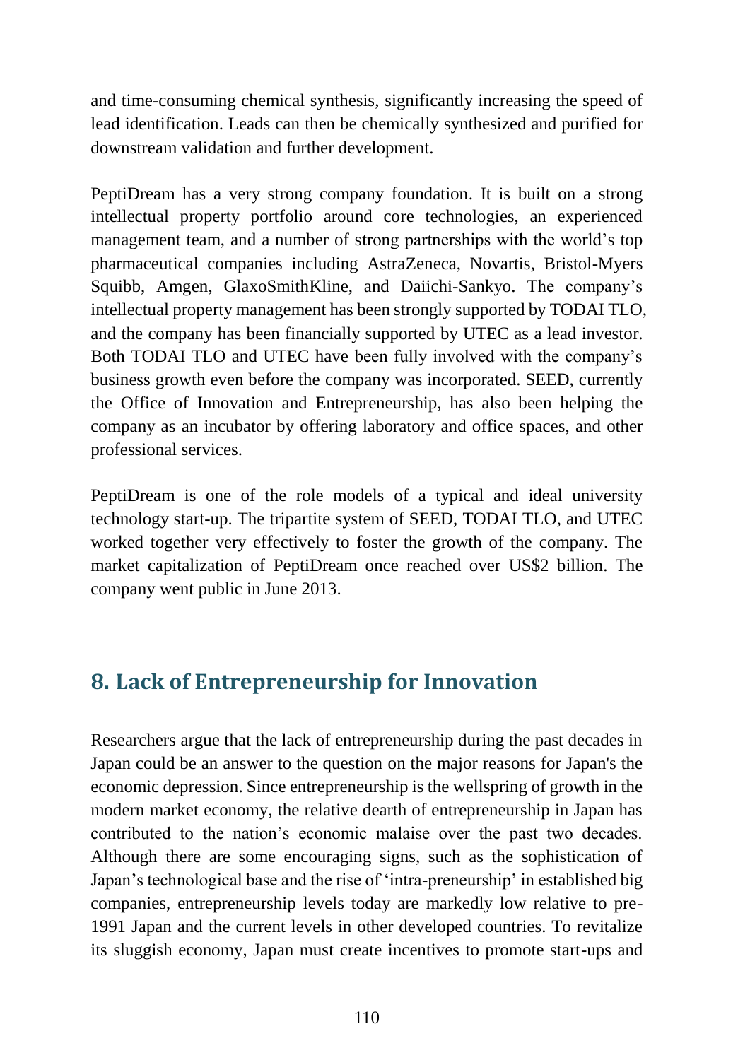and time-consuming chemical synthesis, significantly increasing the speed of lead identification. Leads can then be chemically synthesized and purified for downstream validation and further development.

PeptiDream has a very strong company foundation. It is built on a strong intellectual property portfolio around core technologies, an experienced management team, and a number of strong partnerships with the world's top pharmaceutical companies including AstraZeneca, Novartis, Bristol-Myers Squibb, Amgen, GlaxoSmithKline, and Daiichi-Sankyo. The company's intellectual property management has been strongly supported by TODAI TLO, and the company has been financially supported by UTEC as a lead investor. Both TODAI TLO and UTEC have been fully involved with the company's business growth even before the company was incorporated. SEED, currently the Office of Innovation and Entrepreneurship, has also been helping the company as an incubator by offering laboratory and office spaces, and other professional services.

PeptiDream is one of the role models of a typical and ideal university technology start-up. The tripartite system of SEED, TODAI TLO, and UTEC worked together very effectively to foster the growth of the company. The market capitalization of PeptiDream once reached over US$2 billion. The company went public in June 2013.

## 8. Lack of Entrepreneurship for Innovation

Researchers argue that the lack of entrepreneurship during the past decades in Japan could be an answer to the question on the major reasons for Japan's the economic depression. Since entrepreneurship is the wellspring of growth in the modern market economy, the relative dearth of entrepreneurship in Japan has contributed to the nation's economic malaise over the past two decades. Although there are some encouraging signs, such as the sophistication of Japan's technological base and the rise of 'intra-preneurship' in established big companies, entrepreneurship levels today are markedly low relative to pre-1991 Japan and the current levels in other developed countries. To revitalize its sluggish economy, Japan must create incentives to promote start-ups and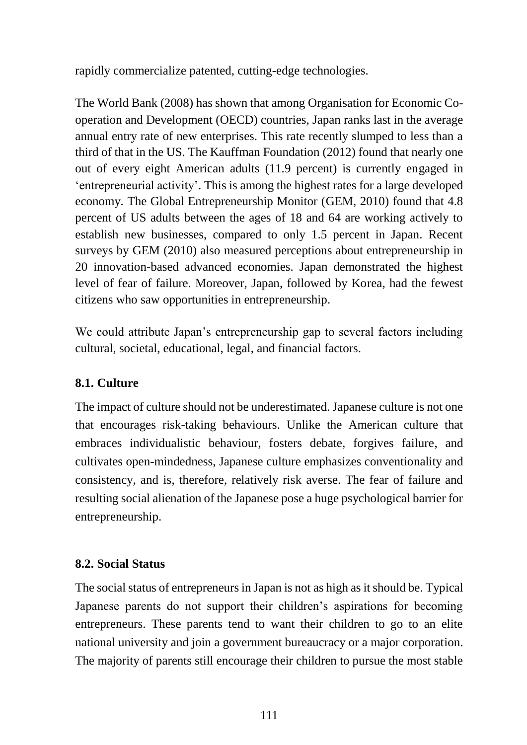rapidly commercialize patented, cutting-edge technologies.

The World Bank (2008) has shown that among Organisation for Economic Co-operation and Development (OECD) countries, Japan ranks last in the average annual entry rate of new enterprises. This rate recently slumped to less than a third of that in the US. The Kauffman Foundation (2012) found that nearly one out of every eight American adults (11.9 percent) is currently engaged in 'entrepreneurial activity'. This is among the highest rates for a large developed economy. The Global Entrepreneurship Monitor (GEM, 2010) found that 4.8 percent of US adults between the ages of 18 and 64 are working actively to establish new businesses, compared to only 1.5 percent in Japan. Recent surveys by GEM (2010) also measured perceptions about entrepreneurship in 20 innovation-based advanced economies. Japan demonstrated the highest level of fear of failure. Moreover, Japan, followed by Korea, had the fewest citizens who saw opportunities in entrepreneurship.

We could attribute Japan's entrepreneurship gap to several factors including cultural, societal, educational, legal, and financial factors.

### 8.1. Culture

The impact of culture should not be underestimated. Japanese culture is not one that encourages risk-taking behaviours. Unlike the American culture that embraces individualistic behaviour, fosters debate, forgives failure, and cultivates open-mindedness, Japanese culture emphasizes conventionality and consistency, and is, therefore, relatively risk averse. The fear of failure and resulting social alienation of the Japanese pose a huge psychological barrier for entrepreneurship.

### 8.2. Social Status

The social status of entrepreneurs in Japan is not as high as it should be. Typical Japanese parents do not support their children's aspirations for becoming entrepreneurs. These parents tend to want their children to go to an elite national university and join a government bureaucracy or a major corporation. The majority of parents still encourage their children to pursue the most stable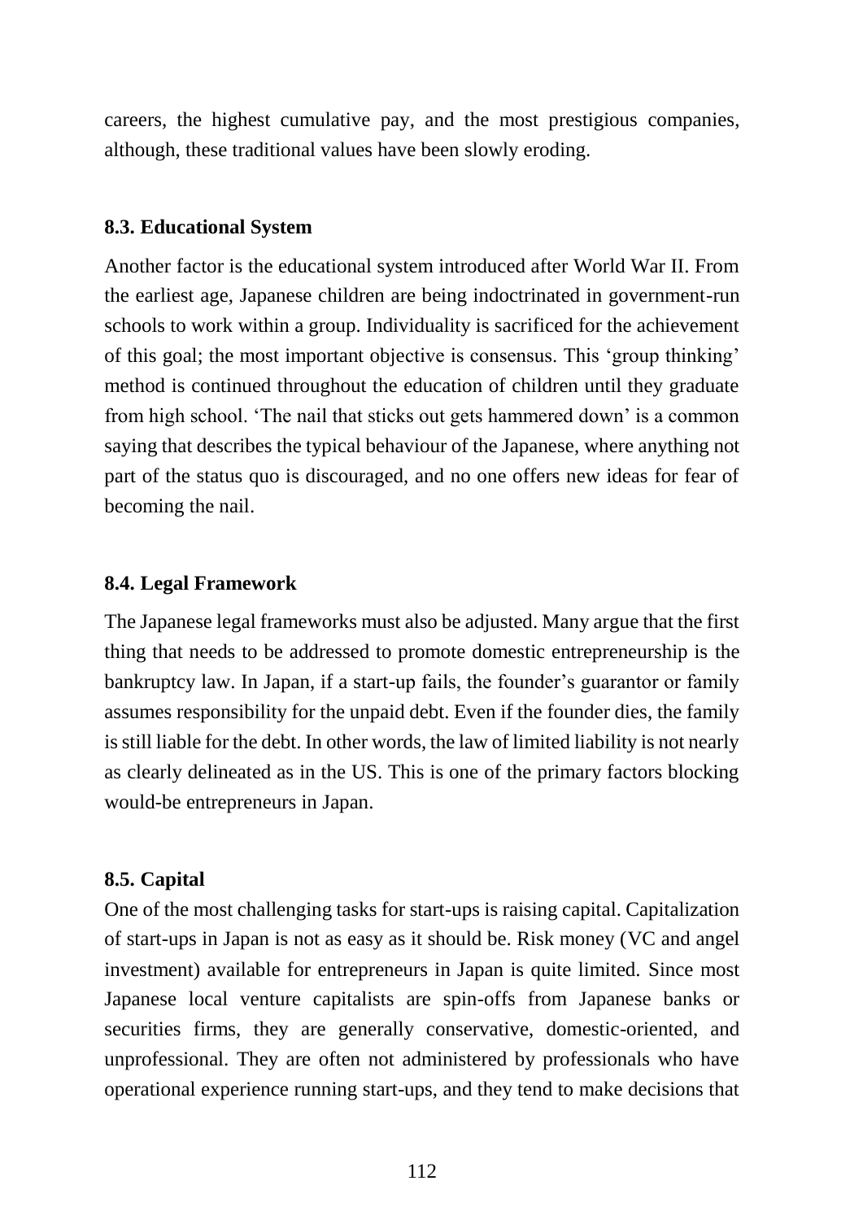careers, the highest cumulative pay, and the most prestigious companies, although, these traditional values have been slowly eroding.

### 8.3. Educational System

Another factor is the educational system introduced after World War II. From the earliest age, Japanese children are being indoctrinated in government-run schools to work within a group. Individuality is sacrificed for the achievement of this goal; the most important objective is consensus. This 'group thinking' method is continued throughout the education of children until they graduate from high school. 'The nail that sticks out gets hammered down' is a common saying that describes the typical behaviour of the Japanese, where anything not part of the status quo is discouraged, and no one offers new ideas for fear of becoming the nail.

### 8.4. Legal Framework

The Japanese legal frameworks must also be adjusted. Many argue that the first thing that needs to be addressed to promote domestic entrepreneurship is the bankruptcy law. In Japan, if a start-up fails, the founder's guarantor or family assumes responsibility for the unpaid debt. Even if the founder dies, the family is still liable for the debt. In other words, the law of limited liability is not nearly as clearly delineated as in the US. This is one of the primary factors blocking would-be entrepreneurs in Japan.

### 8.5. Capital

One of the most challenging tasks for start-ups is raising capital. Capitalization of start-ups in Japan is not as easy as it should be. Risk money (VC and angel investment) available for entrepreneurs in Japan is quite limited. Since most Japanese local venture capitalists are spin-offs from Japanese banks or securities firms, they are generally conservative, domestic-oriented, and unprofessional. They are often not administered by professionals who have operational experience running start-ups, and they tend to make decisions that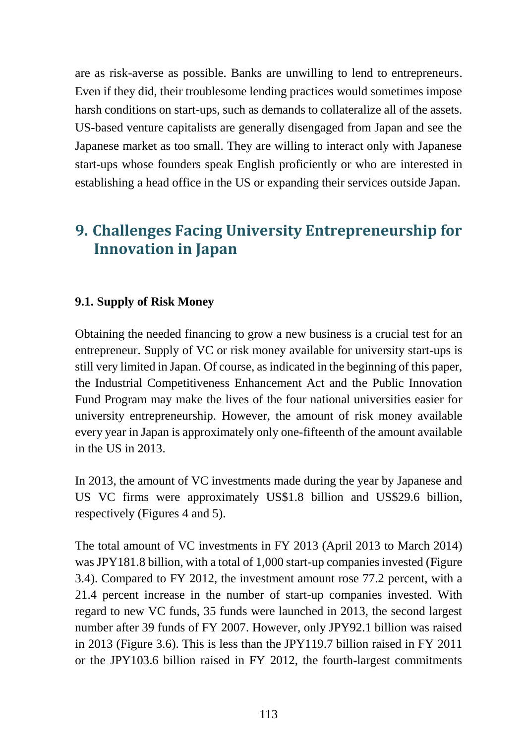are as risk-averse as possible. Banks are unwilling to lend to entrepreneurs. Even if they did, their troublesome lending practices would sometimes impose harsh conditions on start-ups, such as demands to collateralize all of the assets. US-based venture capitalists are generally disengaged from Japan and see the Japanese market as too small. They are willing to interact only with Japanese start-ups whose founders speak English proficiently or who are interested in establishing a head office in the US or expanding their services outside Japan.

## 9. Challenges Facing University Entrepreneurship for Innovation in Japan

### 9.1. Supply of Risk Money

Obtaining the needed financing to grow a new business is a crucial test for an entrepreneur. Supply of VC or risk money available for university start-ups is still very limited in Japan. Of course, as indicated in the beginning of this paper, the Industrial Competitiveness Enhancement Act and the Public Innovation Fund Program may make the lives of the four national universities easier for university entrepreneurship. However, the amount of risk money available every year in Japan is approximately only one-fifteenth of the amount available in the US in 2013.

In 2013, the amount of VC investments made during the year by Japanese and US VC firms were approximately US$1.8 billion and US$29.6 billion, respectively (Figures 4 and 5).

The total amount of VC investments in FY 2013 (April 2013 to March 2014) was JPY181.8 billion, with a total of 1,000 start-up companies invested (Figure 3.4). Compared to FY 2012, the investment amount rose 77.2 percent, with a 21.4 percent increase in the number of start-up companies invested. With regard to new VC funds, 35 funds were launched in 2013, the second largest number after 39 funds of FY 2007. However, only JPY92.1 billion was raised in 2013 (Figure 3.6). This is less than the JPY119.7 billion raised in FY 2011 or the JPY103.6 billion raised in FY 2012, the fourth-largest commitments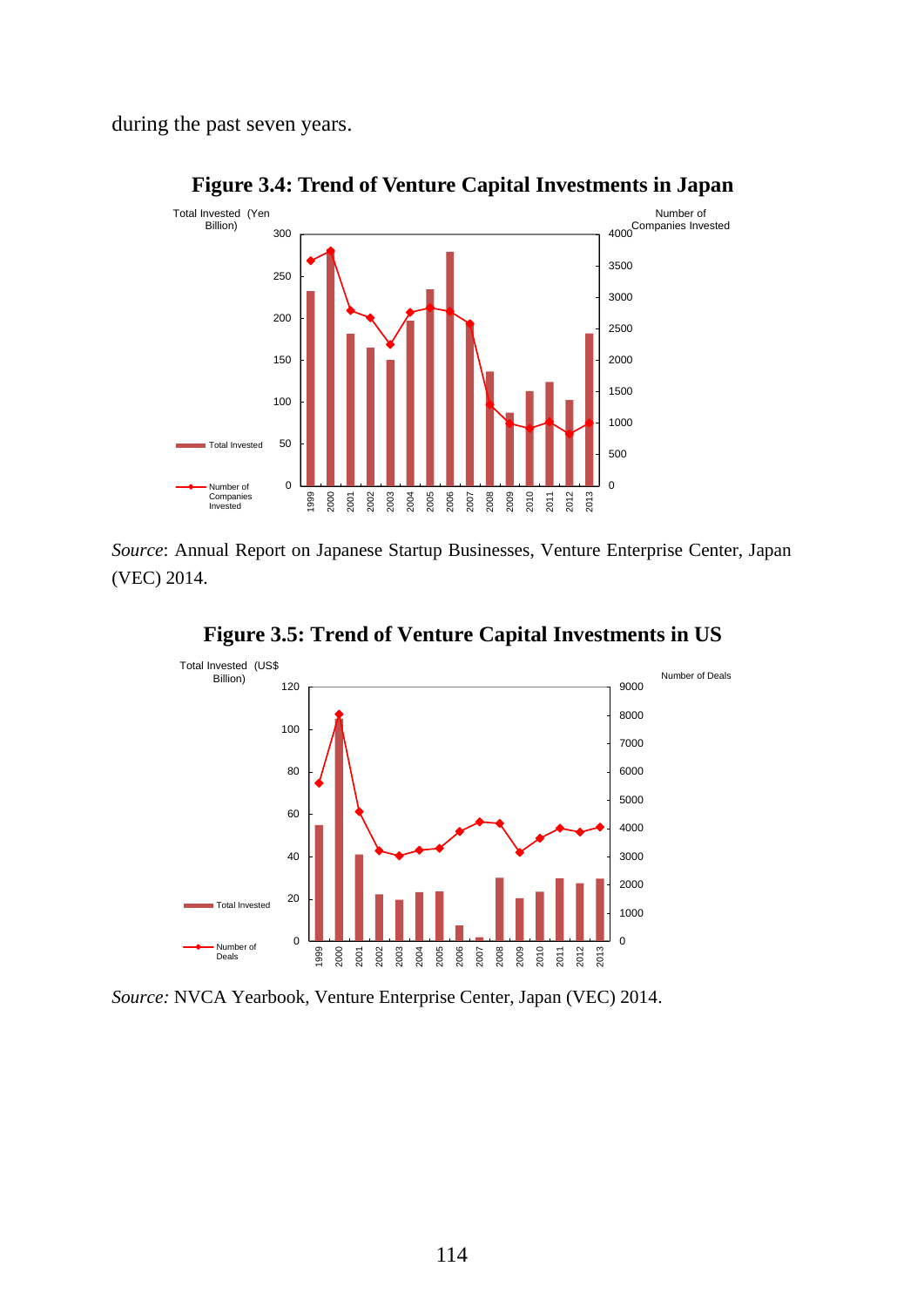during the past seven years.

**Figure 3.4: Trend of Venture Capital Investments in Japan**

*Source*: Annual Report on Japanese Startup Businesses, Venture Enterprise Center, Japan (VEC) 2014.

**Figure 3.5: Trend of Venture Capital Investments in US**

*Source:* NVCA Yearbook, Venture Enterprise Center, Japan (VEC) 2014.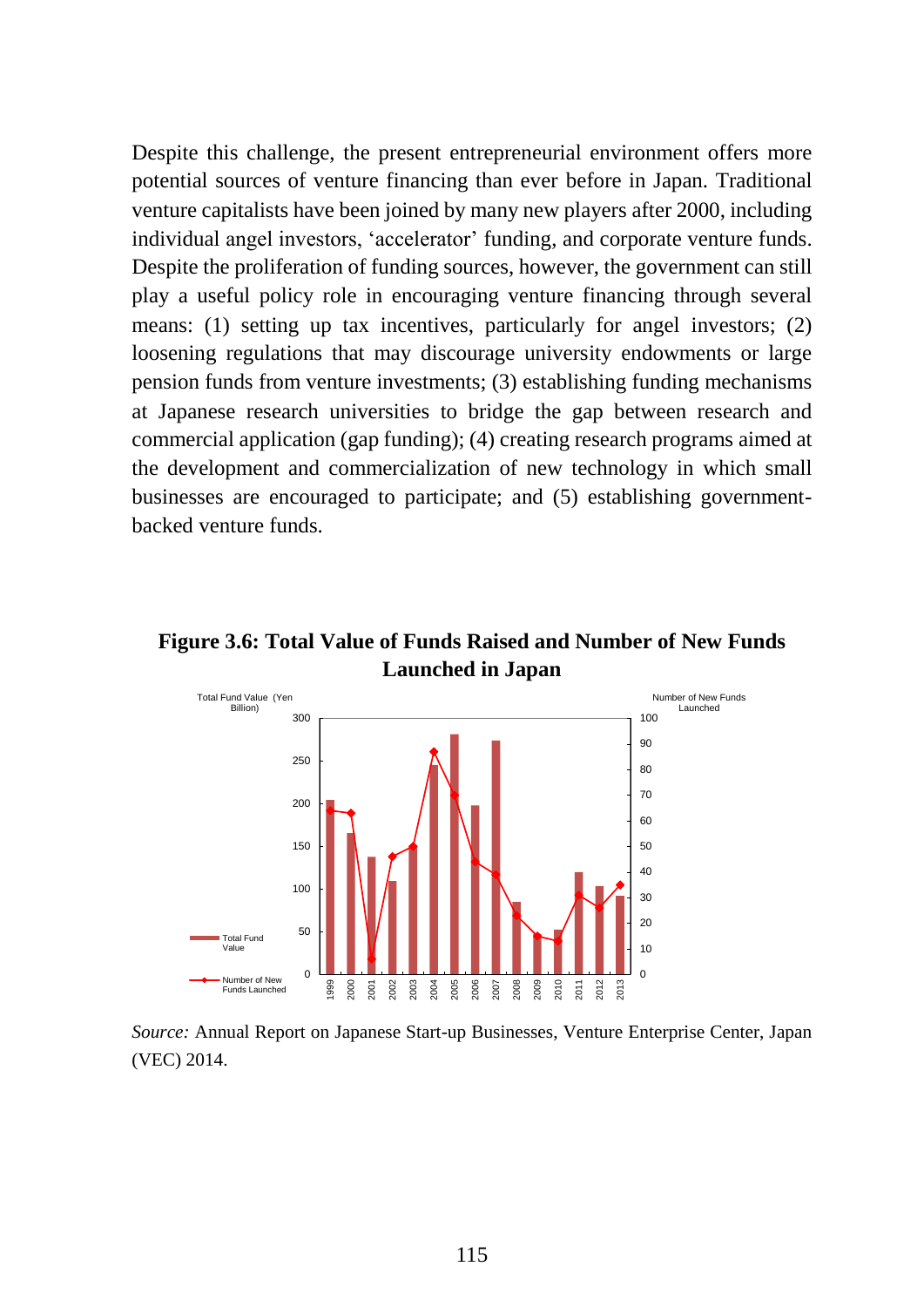Despite this challenge, the present entrepreneurial environment offers more potential sources of venture financing than ever before in Japan. Traditional venture capitalists have been joined by many new players after 2000, including individual angel investors, 'accelerator' funding, and corporate venture funds. Despite the proliferation of funding sources, however, the government can still play a useful policy role in encouraging venture financing through several means: (1) setting up tax incentives, particularly for angel investors; (2) loosening regulations that may discourage university endowments or large pension funds from venture investments; (3) establishing funding mechanisms at Japanese research universities to bridge the gap between research and commercial application (gap funding); (4) creating research programs aimed at the development and commercialization of new technology in which small businesses are encouraged to participate; and (5) establishing government-backed venture funds.

**Figure 3.6: Total Value of Funds Raised and Number of New Funds Launched in Japan**

*Source:* Annual Report on Japanese Start-up Businesses, Venture Enterprise Center, Japan (VEC) 2014.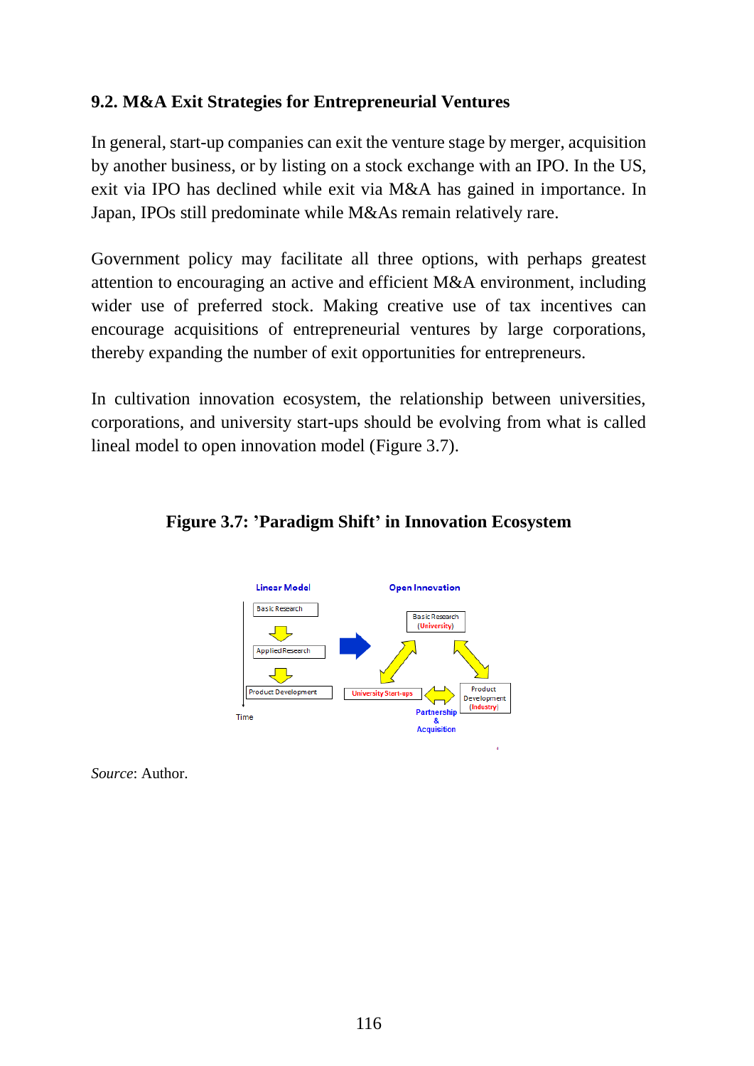### 9.2. M&A Exit Strategies for Entrepreneurial Ventures

In general, start-up companies can exit the venture stage by merger, acquisition by another business, or by listing on a stock exchange with an IPO. In the US, exit via IPO has declined while exit via M&A has gained in importance. In Japan, IPOs still predominate while M&As remain relatively rare.

Government policy may facilitate all three options, with perhaps greatest attention to encouraging an active and efficient M&A environment, including wider use of preferred stock. Making creative use of tax incentives can encourage acquisitions of entrepreneurial ventures by large corporations, thereby expanding the number of exit opportunities for entrepreneurs.

In cultivation innovation ecosystem, the relationship between universities, corporations, and university start-ups should be evolving from what is called lineal model to open innovation model (Figure 3.7).

**Figure 3.7: 'Paradigm Shift' in Innovation Ecosystem**

*Source*: Author.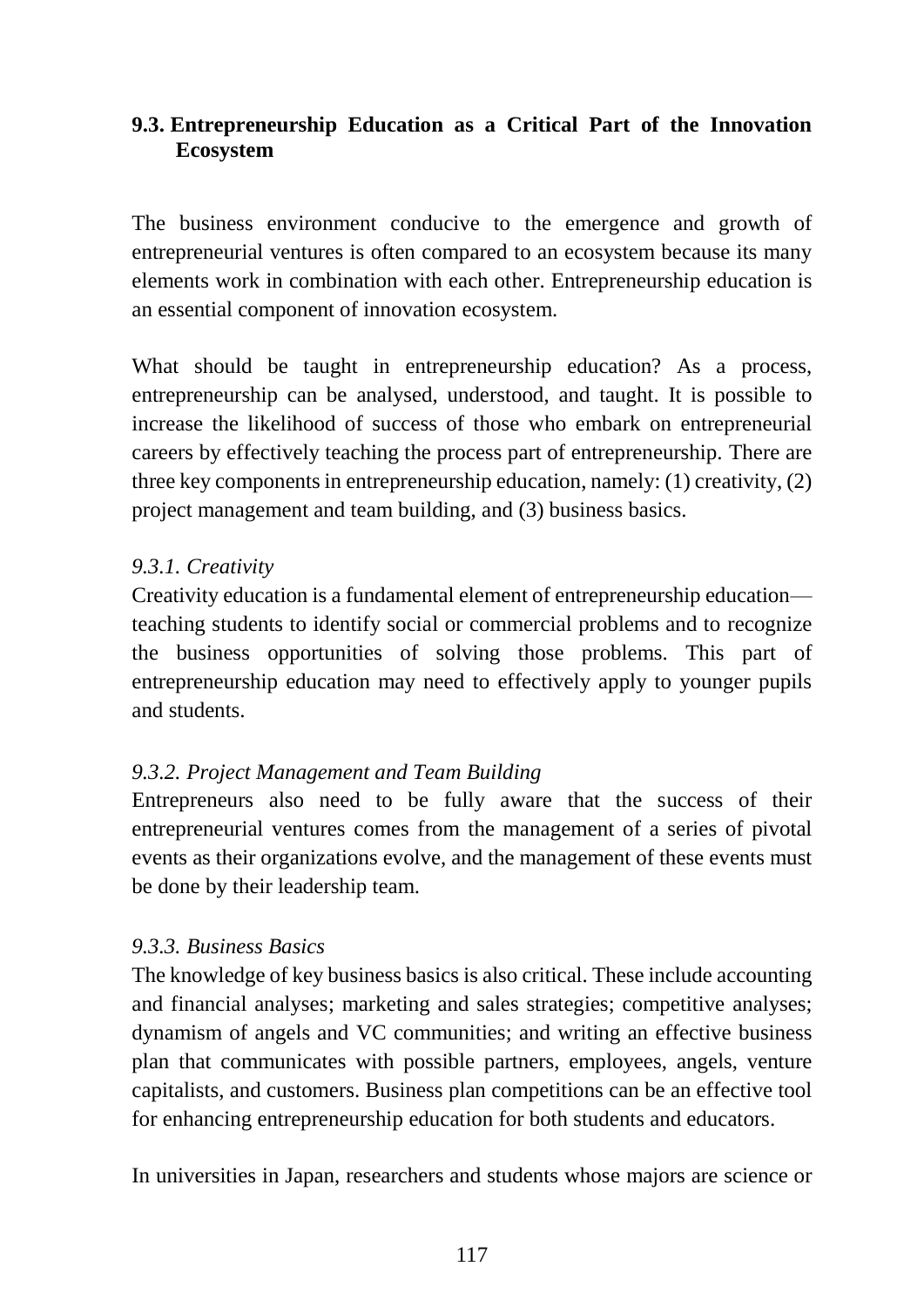## 9.3. Entrepreneurship Education as a Critical Part of the Innovation Ecosystem

The business environment conducive to the emergence and growth of entrepreneurial ventures is often compared to an ecosystem because its many elements work in combination with each other. Entrepreneurship education is an essential component of innovation ecosystem.

What should be taught in entrepreneurship education? As a process, entrepreneurship can be analysed, understood, and taught. It is possible to increase the likelihood of success of those who embark on entrepreneurial careers by effectively teaching the process part of entrepreneurship. There are three key components in entrepreneurship education, namely: (1) creativity, (2) project management and team building, and (3) business basics.

### *9.3.1. Creativity*

Creativity education is a fundamental element of entrepreneurship education—teaching students to identify social or commercial problems and to recognize the business opportunities of solving those problems. This part of entrepreneurship education may need to effectively apply to younger pupils and students.

### *9.3.2. Project Management and Team Building*

Entrepreneurs also need to be fully aware that the success of their entrepreneurial ventures comes from the management of a series of pivotal events as their organizations evolve, and the management of these events must be done by their leadership team.

### *9.3.3. Business Basics*

The knowledge of key business basics is also critical. These include accounting and financial analyses; marketing and sales strategies; competitive analyses; dynamism of angels and VC communities; and writing an effective business plan that communicates with possible partners, employees, angels, venture capitalists, and customers. Business plan competitions can be an effective tool for enhancing entrepreneurship education for both students and educators.

In universities in Japan, researchers and students whose majors are science or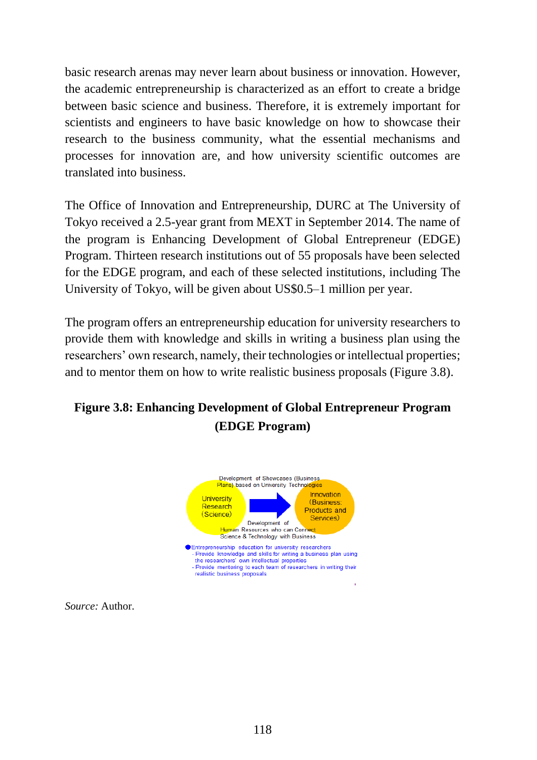basic research arenas may never learn about business or innovation. However, the academic entrepreneurship is characterized as an effort to create a bridge between basic science and business. Therefore, it is extremely important for scientists and engineers to have basic knowledge on how to showcase their research to the business community, what the essential mechanisms and processes for innovation are, and how university scientific outcomes are translated into business.

The Office of Innovation and Entrepreneurship, DURC at The University of Tokyo received a 2.5-year grant from MEXT in September 2014. The name of the program is Enhancing Development of Global Entrepreneur (EDGE) Program. Thirteen research institutions out of 55 proposals have been selected for the EDGE program, and each of these selected institutions, including The University of Tokyo, will be given about US$0.5–1 million per year.

The program offers an entrepreneurship education for university researchers to provide them with knowledge and skills in writing a business plan using the researchers' own research, namely, their technologies or intellectual properties; and to mentor them on how to write realistic business proposals (Figure 3.8).

**Figure 3.8: Enhancing Development of Global Entrepreneur Program (EDGE Program)**

Development of Showcases (Business Plans) based on University Technologies

University Research (Science) → Innovation (Business: Products and Services)

Development of Human Resources who can Connect Science & Technology with Business

- Entrepreneurship education for university researchers
  - Provide knowledge and skills for writing a business plan using the researchers' own intellectual properties
  - Provide mentoring to each team of researchers in writing their realistic business proposals

*Source:* Author.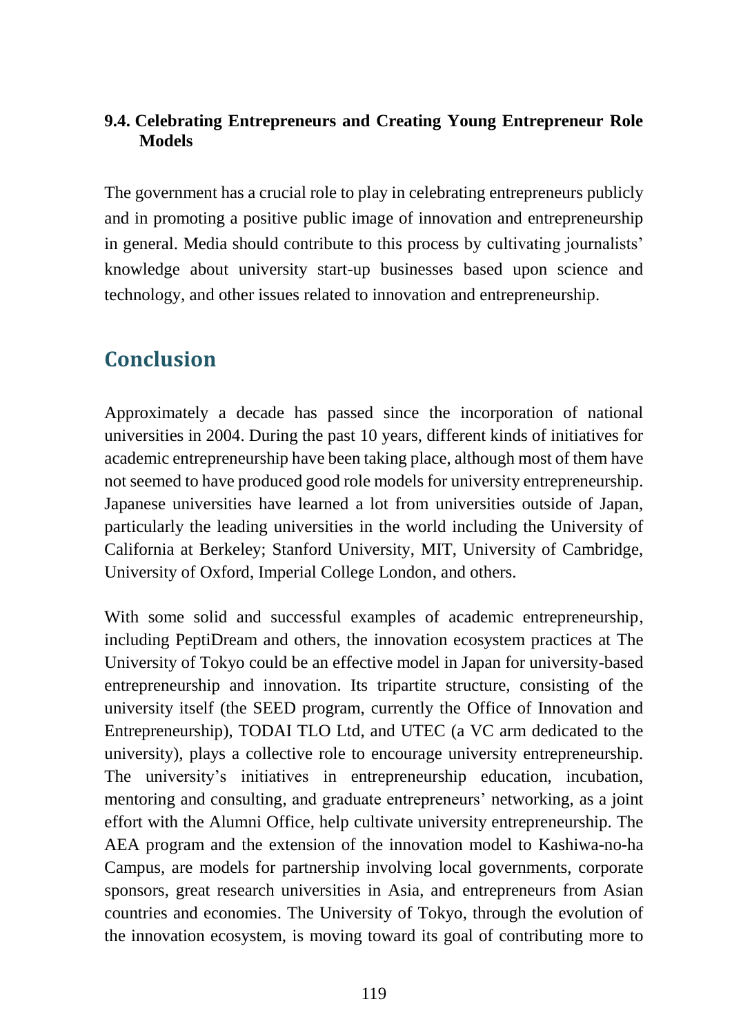### 9.4. Celebrating Entrepreneurs and Creating Young Entrepreneur Role Models

The government has a crucial role to play in celebrating entrepreneurs publicly and in promoting a positive public image of innovation and entrepreneurship in general. Media should contribute to this process by cultivating journalists' knowledge about university start-up businesses based upon science and technology, and other issues related to innovation and entrepreneurship.

## Conclusion

Approximately a decade has passed since the incorporation of national universities in 2004. During the past 10 years, different kinds of initiatives for academic entrepreneurship have been taking place, although most of them have not seemed to have produced good role models for university entrepreneurship. Japanese universities have learned a lot from universities outside of Japan, particularly the leading universities in the world including the University of California at Berkeley; Stanford University, MIT, University of Cambridge, University of Oxford, Imperial College London, and others.

With some solid and successful examples of academic entrepreneurship, including PeptiDream and others, the innovation ecosystem practices at The University of Tokyo could be an effective model in Japan for university-based entrepreneurship and innovation. Its tripartite structure, consisting of the university itself (the SEED program, currently the Office of Innovation and Entrepreneurship), TODAI TLO Ltd, and UTEC (a VC arm dedicated to the university), plays a collective role to encourage university entrepreneurship. The university's initiatives in entrepreneurship education, incubation, mentoring and consulting, and graduate entrepreneurs' networking, as a joint effort with the Alumni Office, help cultivate university entrepreneurship. The AEA program and the extension of the innovation model to Kashiwa-no-ha Campus, are models for partnership involving local governments, corporate sponsors, great research universities in Asia, and entrepreneurs from Asian countries and economies. The University of Tokyo, through the evolution of the innovation ecosystem, is moving toward its goal of contributing more to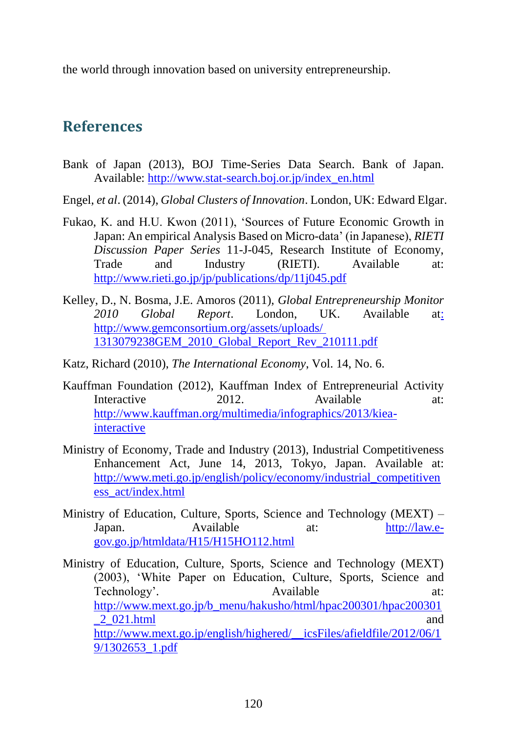the world through innovation based on university entrepreneurship.

## References

Bank of Japan (2013), BOJ Time-Series Data Search. Bank of Japan. Available: http://www.stat-search.boj.or.jp/index_en.html

Engel, *et al*. (2014), *Global Clusters of Innovation*. London, UK: Edward Elgar.

Fukao, K. and H.U. Kwon (2011), 'Sources of Future Economic Growth in Japan: An empirical Analysis Based on Micro-data' (in Japanese), *RIETI Discussion Paper Series* 11-J-045, Research Institute of Economy, Trade and Industry (RIETI). Available at: http://www.rieti.go.jp/jp/publications/dp/11j045.pdf

Kelley, D., N. Bosma, J.E. Amoros (2011), *Global Entrepreneurship Monitor 2010 Global Report*. London, UK. Available at: http://www.gemconsortium.org/assets/uploads/1313079238GEM_2010_Global_Report_Rev_210111.pdf

Katz, Richard (2010), *The International Economy*, Vol. 14, No. 6.

Kauffman Foundation (2012), Kauffman Index of Entrepreneurial Activity Interactive 2012. Available at: http://www.kauffman.org/multimedia/infographics/2013/kiea-interactive

Ministry of Economy, Trade and Industry (2013), Industrial Competitiveness Enhancement Act, June 14, 2013, Tokyo, Japan. Available at: http://www.meti.go.jp/english/policy/economy/industrial_competitiveness_act/index.html

Ministry of Education, Culture, Sports, Science and Technology (MEXT) – Japan. Available at: http://law.e-gov.go.jp/htmldata/H15/H15HO112.html

Ministry of Education, Culture, Sports, Science and Technology (MEXT) (2003), 'White Paper on Education, Culture, Sports, Science and Technology'. Available at: http://www.mext.go.jp/b_menu/hakusho/html/hpac200301/hpac200301_2_021.html and http://www.mext.go.jp/english/highered/__icsFiles/afieldfile/2012/06/19/1302653_1.pdf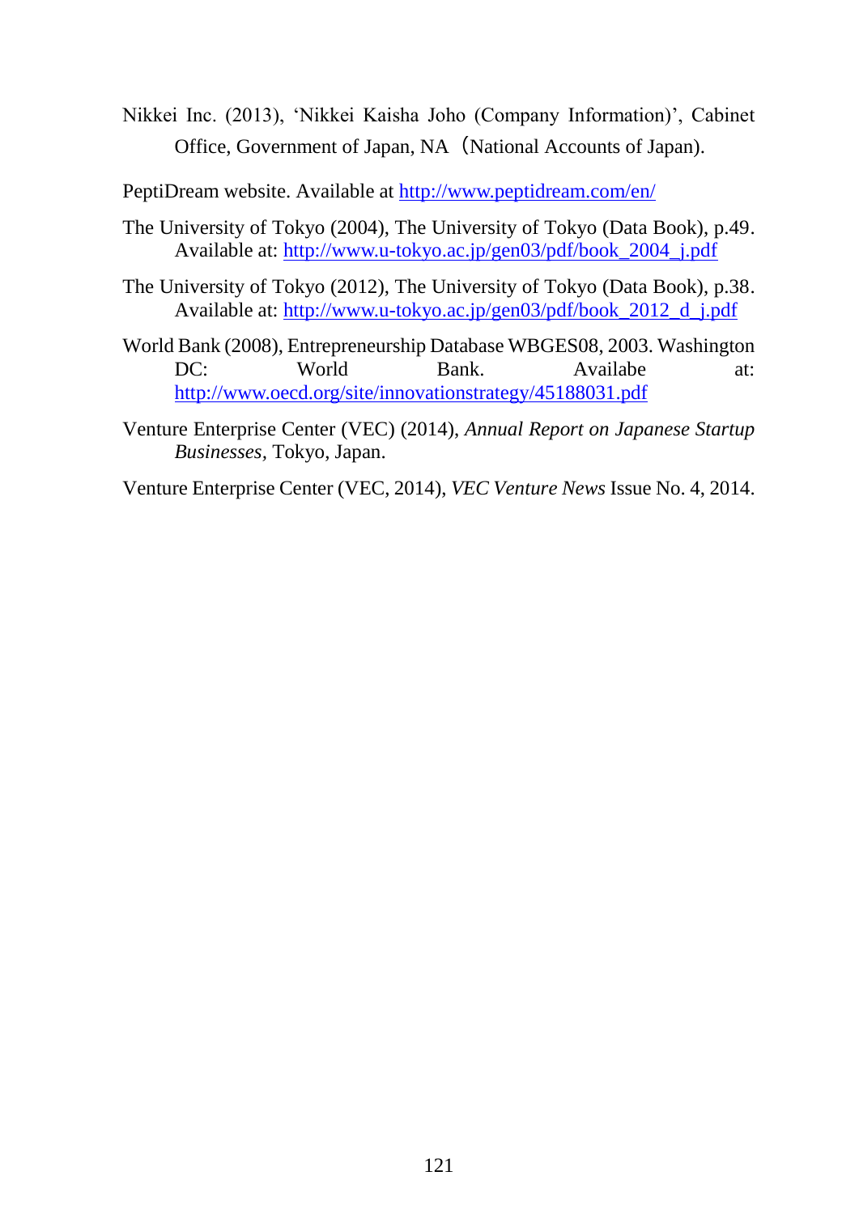Nikkei Inc. (2013), 'Nikkei Kaisha Joho (Company Information)', Cabinet Office, Government of Japan, NA（National Accounts of Japan).

PeptiDream website. Available at http://www.peptidream.com/en/

The University of Tokyo (2004), The University of Tokyo (Data Book), p.49. Available at: http://www.u-tokyo.ac.jp/gen03/pdf/book_2004_j.pdf

The University of Tokyo (2012), The University of Tokyo (Data Book), p.38. Available at: http://www.u-tokyo.ac.jp/gen03/pdf/book_2012_d_j.pdf

World Bank (2008), Entrepreneurship Database WBGES08, 2003. Washington DC: World Bank. Availabe at: http://www.oecd.org/site/innovationstrategy/45188031.pdf

Venture Enterprise Center (VEC) (2014), *Annual Report on Japanese Startup Businesses*, Tokyo, Japan.

Venture Enterprise Center (VEC, 2014), *VEC Venture News* Issue No. 4, 2014.